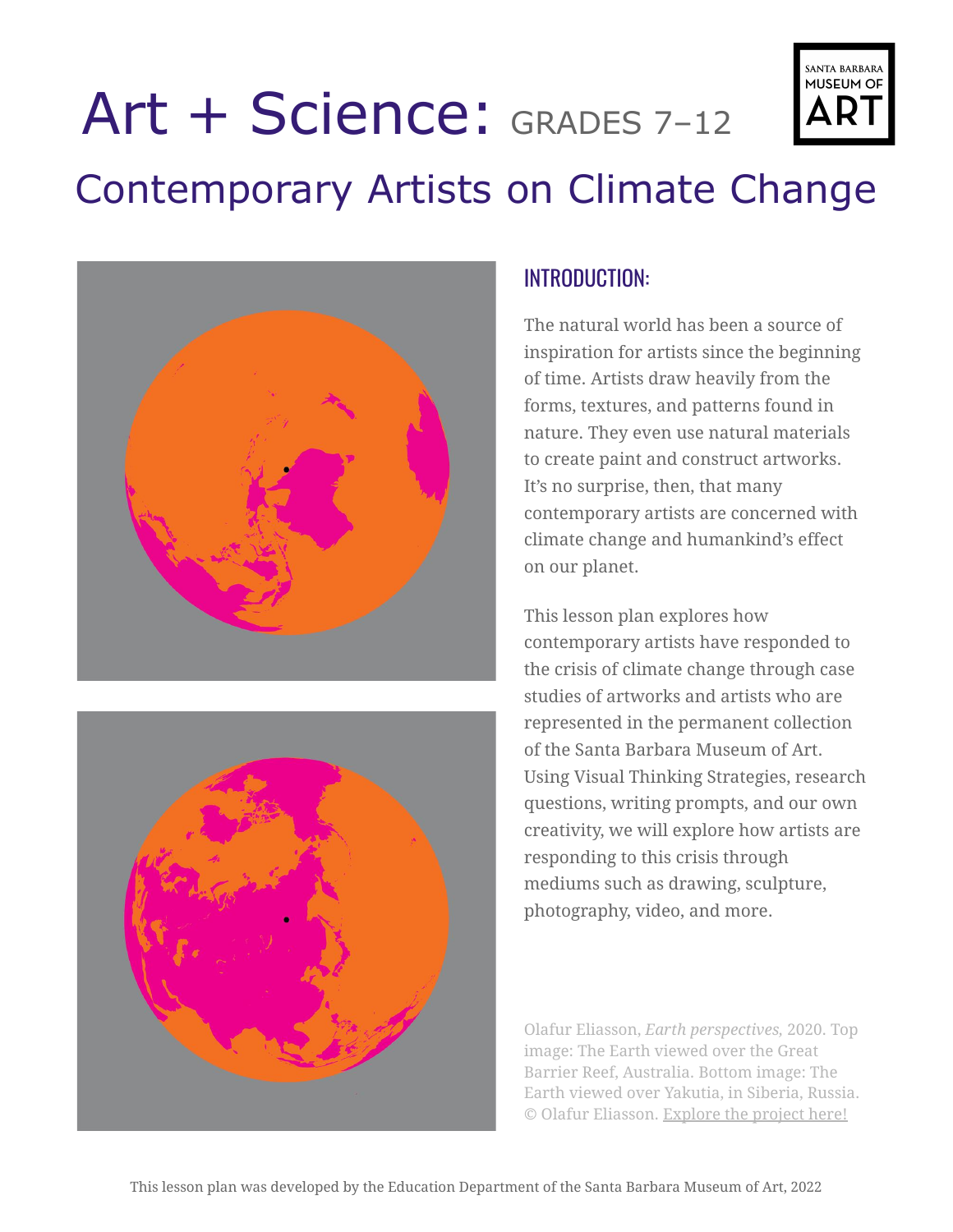# Art + Science: GRADES 7–12

SANTA BARBARA MUSEUM OF ART

## Contemporary Artists on Climate Change

### INTRODUCTION:

The natural world has been a source of inspiration for artists since the beginning of time. Artists draw heavily from the forms, textures, and patterns found in nature. They even use natural materials to create paint and construct artworks. It's no surprise, then, that many contemporary artists are concerned with climate change and humankind's effect on our planet.

This lesson plan explores how contemporary artists have responded to the crisis of climate change through case studies of artworks and artists who are represented in the permanent collection of the Santa Barbara Museum of Art. Using Visual Thinking Strategies, research questions, writing prompts, and our own creativity, we will explore how artists are responding to this crisis through mediums such as drawing, sculpture, photography, video, and more.

Olafur Eliasson, *Earth perspectives*, 2020. Top image: The Earth viewed over the Great Barrier Reef, Australia. Bottom image: The Earth viewed over Yakutia, in Siberia, Russia. © Olafur Eliasson. Explore the project here!

This lesson plan was developed by the Education Department of the Santa Barbara Museum of Art, 2022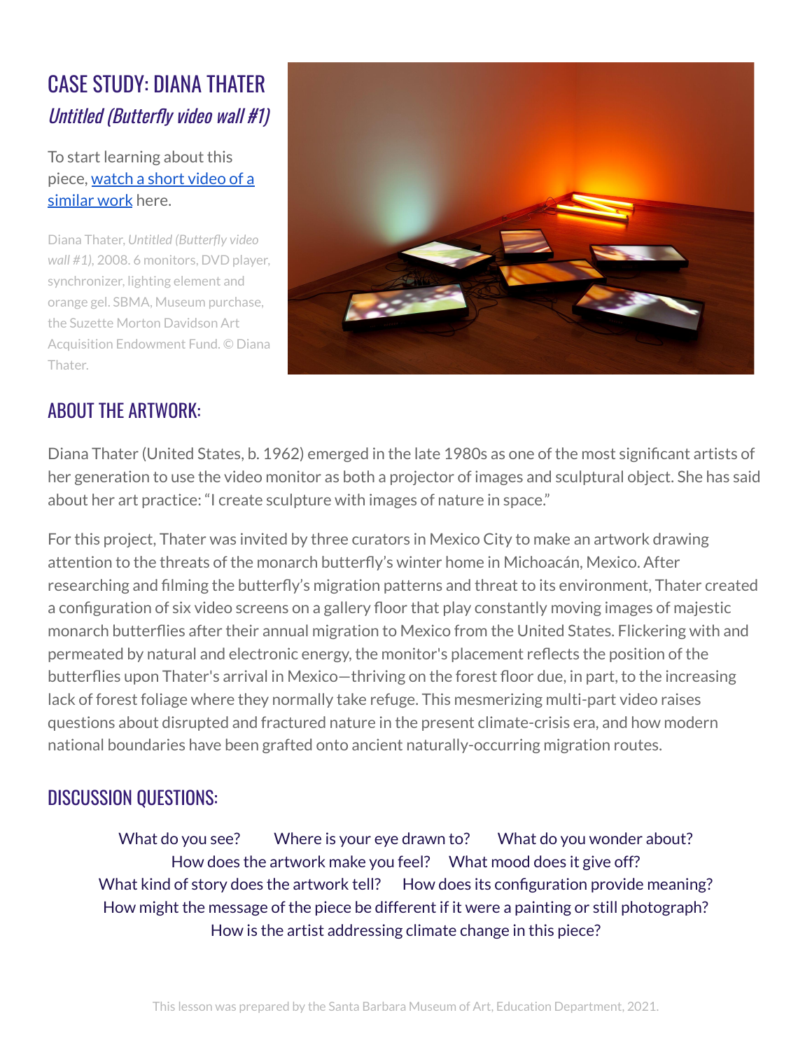# CASE STUDY: DIANA THATER

## *Untitled (Butterfly video wall #1)*

To start learning about this piece, [watch a short video of a similar work](#) here.

Diana Thater, *Untitled (Butterfly video wall #1)*, 2008. 6 monitors, DVD player, synchronizer, lighting element and orange gel. SBMA, Museum purchase, the Suzette Morton Davidson Art Acquisition Endowment Fund. © Diana Thater.

## ABOUT THE ARTWORK:

Diana Thater (United States, b. 1962) emerged in the late 1980s as one of the most significant artists of her generation to use the video monitor as both a projector of images and sculptural object. She has said about her art practice: "I create sculpture with images of nature in space."

For this project, Thater was invited by three curators in Mexico City to make an artwork drawing attention to the threats of the monarch butterfly's winter home in Michoacán, Mexico. After researching and filming the butterfly's migration patterns and threat to its environment, Thater created a configuration of six video screens on a gallery floor that play constantly moving images of majestic monarch butterflies after their annual migration to Mexico from the United States. Flickering with and permeated by natural and electronic energy, the monitor's placement reflects the position of the butterflies upon Thater's arrival in Mexico—thriving on the forest floor due, in part, to the increasing lack of forest foliage where they normally take refuge. This mesmerizing multi-part video raises questions about disrupted and fractured nature in the present climate-crisis era, and how modern national boundaries have been grafted onto ancient naturally-occurring migration routes.

## DISCUSSION QUESTIONS:

What do you see? Where is your eye drawn to? What do you wonder about?
How does the artwork make you feel? What mood does it give off?
What kind of story does the artwork tell? How does its configuration provide meaning?
How might the message of the piece be different if it were a painting or still photograph?
How is the artist addressing climate change in this piece?

This lesson was prepared by the Santa Barbara Museum of Art, Education Department, 2021.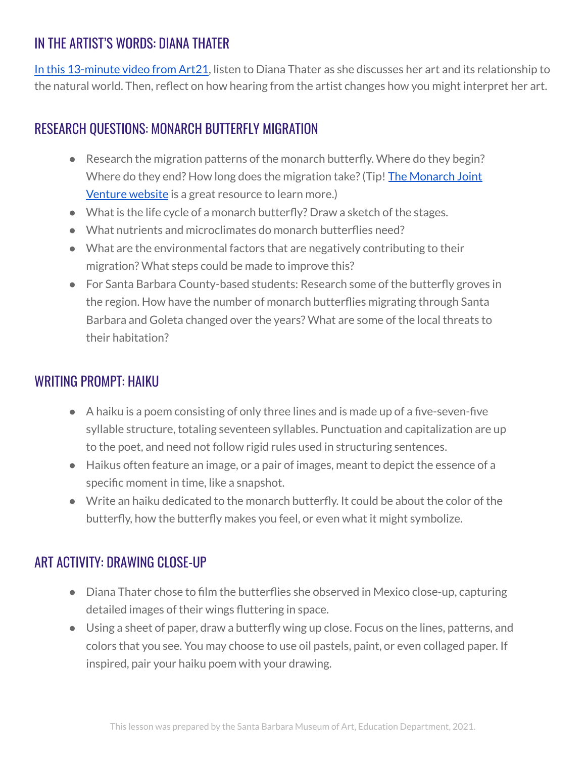## IN THE ARTIST'S WORDS: DIANA THATER

In this 13-minute video from Art21, listen to Diana Thater as she discusses her art and its relationship to the natural world. Then, reflect on how hearing from the artist changes how you might interpret her art.

## RESEARCH QUESTIONS: MONARCH BUTTERFLY MIGRATION

- Research the migration patterns of the monarch butterfly. Where do they begin? Where do they end? How long does the migration take? (Tip! The Monarch Joint Venture website is a great resource to learn more.)
- What is the life cycle of a monarch butterfly? Draw a sketch of the stages.
- What nutrients and microclimates do monarch butterflies need?
- What are the environmental factors that are negatively contributing to their migration? What steps could be made to improve this?
- For Santa Barbara County-based students: Research some of the butterfly groves in the region. How have the number of monarch butterflies migrating through Santa Barbara and Goleta changed over the years? What are some of the local threats to their habitation?

## WRITING PROMPT: HAIKU

- A haiku is a poem consisting of only three lines and is made up of a five-seven-five syllable structure, totaling seventeen syllables. Punctuation and capitalization are up to the poet, and need not follow rigid rules used in structuring sentences.
- Haikus often feature an image, or a pair of images, meant to depict the essence of a specific moment in time, like a snapshot.
- Write an haiku dedicated to the monarch butterfly. It could be about the color of the butterfly, how the butterfly makes you feel, or even what it might symbolize.

## ART ACTIVITY: DRAWING CLOSE-UP

- Diana Thater chose to film the butterflies she observed in Mexico close-up, capturing detailed images of their wings fluttering in space.
- Using a sheet of paper, draw a butterfly wing up close. Focus on the lines, patterns, and colors that you see. You may choose to use oil pastels, paint, or even collaged paper. If inspired, pair your haiku poem with your drawing.

This lesson was prepared by the Santa Barbara Museum of Art, Education Department, 2021.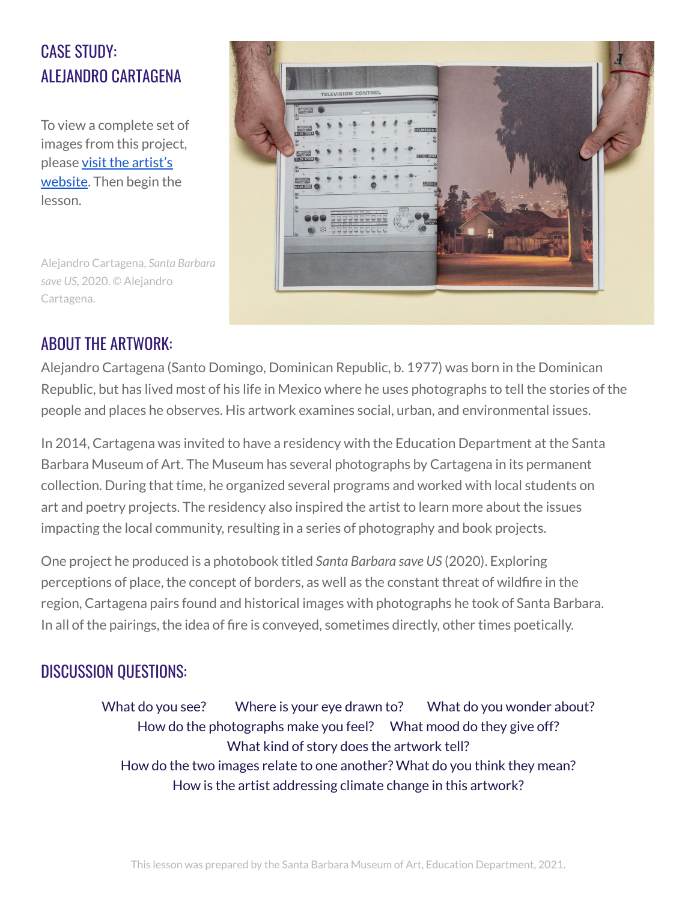## CASE STUDY: ALEJANDRO CARTAGENA

To view a complete set of images from this project, please visit the artist's website. Then begin the lesson.

Alejandro Cartagena, *Santa Barbara save US*, 2020. © Alejandro Cartagena.

## ABOUT THE ARTWORK:

Alejandro Cartagena (Santo Domingo, Dominican Republic, b. 1977) was born in the Dominican Republic, but has lived most of his life in Mexico where he uses photographs to tell the stories of the people and places he observes. His artwork examines social, urban, and environmental issues.

In 2014, Cartagena was invited to have a residency with the Education Department at the Santa Barbara Museum of Art. The Museum has several photographs by Cartagena in its permanent collection. During that time, he organized several programs and worked with local students on art and poetry projects. The residency also inspired the artist to learn more about the issues impacting the local community, resulting in a series of photography and book projects.

One project he produced is a photobook titled *Santa Barbara save US* (2020). Exploring perceptions of place, the concept of borders, as well as the constant threat of wildfire in the region, Cartagena pairs found and historical images with photographs he took of Santa Barbara. In all of the pairings, the idea of fire is conveyed, sometimes directly, other times poetically.

## DISCUSSION QUESTIONS:

What do you see? Where is your eye drawn to? What do you wonder about?
How do the photographs make you feel? What mood do they give off?
What kind of story does the artwork tell?
How do the two images relate to one another? What do you think they mean?
How is the artist addressing climate change in this artwork?

This lesson was prepared by the Santa Barbara Museum of Art, Education Department, 2021.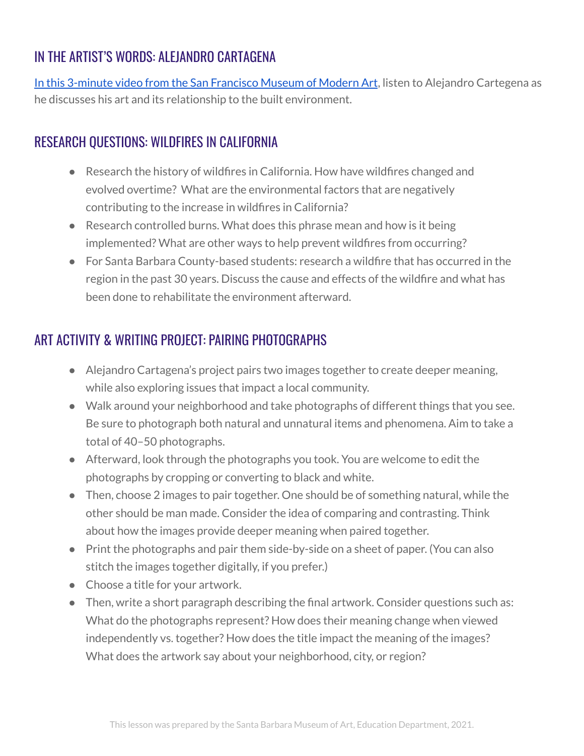## IN THE ARTIST'S WORDS: ALEJANDRO CARTAGENA

[In this 3-minute video from the San Francisco Museum of Modern Art](), listen to Alejandro Cartegena as he discusses his art and its relationship to the built environment.

## RESEARCH QUESTIONS: WILDFIRES IN CALIFORNIA

- Research the history of wildfires in California. How have wildfires changed and evolved overtime? What are the environmental factors that are negatively contributing to the increase in wildfires in California?
- Research controlled burns. What does this phrase mean and how is it being implemented? What are other ways to help prevent wildfires from occurring?
- For Santa Barbara County-based students: research a wildfire that has occurred in the region in the past 30 years. Discuss the cause and effects of the wildfire and what has been done to rehabilitate the environment afterward.

## ART ACTIVITY & WRITING PROJECT: PAIRING PHOTOGRAPHS

- Alejandro Cartagena's project pairs two images together to create deeper meaning, while also exploring issues that impact a local community.
- Walk around your neighborhood and take photographs of different things that you see. Be sure to photograph both natural and unnatural items and phenomena. Aim to take a total of 40–50 photographs.
- Afterward, look through the photographs you took. You are welcome to edit the photographs by cropping or converting to black and white.
- Then, choose 2 images to pair together. One should be of something natural, while the other should be man made. Consider the idea of comparing and contrasting. Think about how the images provide deeper meaning when paired together.
- Print the photographs and pair them side-by-side on a sheet of paper. (You can also stitch the images together digitally, if you prefer.)
- Choose a title for your artwork.
- Then, write a short paragraph describing the final artwork. Consider questions such as: What do the photographs represent? How does their meaning change when viewed independently vs. together? How does the title impact the meaning of the images? What does the artwork say about your neighborhood, city, or region?

This lesson was prepared by the Santa Barbara Museum of Art, Education Department, 2021.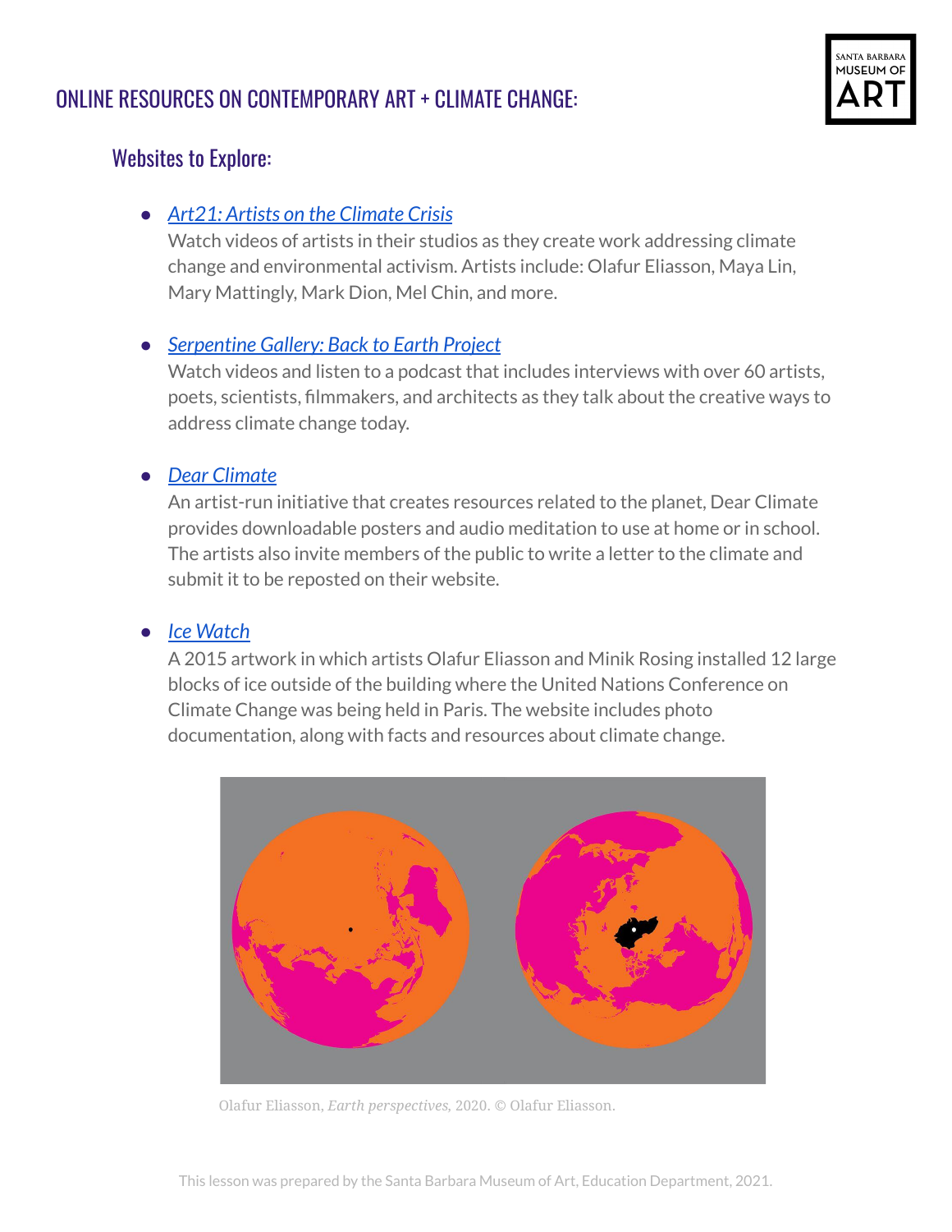## ONLINE RESOURCES ON CONTEMPORARY ART + CLIMATE CHANGE:

### Websites to Explore:

- *Art21: Artists on the Climate Crisis*
  Watch videos of artists in their studios as they create work addressing climate change and environmental activism. Artists include: Olafur Eliasson, Maya Lin, Mary Mattingly, Mark Dion, Mel Chin, and more.

- *Serpentine Gallery: Back to Earth Project*
  Watch videos and listen to a podcast that includes interviews with over 60 artists, poets, scientists, filmmakers, and architects as they talk about the creative ways to address climate change today.

- *Dear Climate*
  An artist-run initiative that creates resources related to the planet, Dear Climate provides downloadable posters and audio meditation to use at home or in school. The artists also invite members of the public to write a letter to the climate and submit it to be reposted on their website.

- *Ice Watch*
  A 2015 artwork in which artists Olafur Eliasson and Minik Rosing installed 12 large blocks of ice outside of the building where the United Nations Conference on Climate Change was being held in Paris. The website includes photo documentation, along with facts and resources about climate change.

Olafur Eliasson, *Earth perspectives,* 2020. © Olafur Eliasson.

This lesson was prepared by the Santa Barbara Museum of Art, Education Department, 2021.